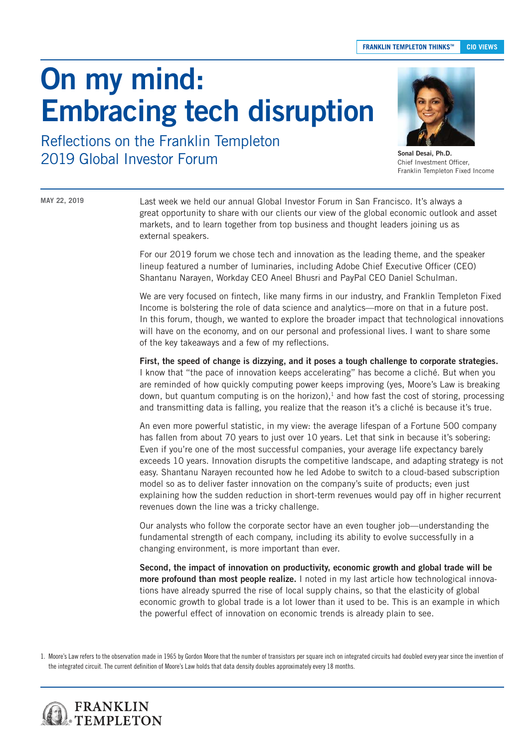FRANKLIN TEMPLETON THINKS™ | CIO VIEWS

# On my mind: Embracing tech disruption

## Reflections on the Franklin Templeton 2019 Global Investor Forum

**Sonal Desai, Ph.D.**
Chief Investment Officer,
Franklin Templeton Fixed Income

**MAY 22, 2019**

Last week we held our annual Global Investor Forum in San Francisco. It's always a great opportunity to share with our clients our view of the global economic outlook and asset markets, and to learn together from top business and thought leaders joining us as external speakers.

For our 2019 forum we chose tech and innovation as the leading theme, and the speaker lineup featured a number of luminaries, including Adobe Chief Executive Officer (CEO) Shantanu Narayen, Workday CEO Aneel Bhusri and PayPal CEO Daniel Schulman.

We are very focused on fintech, like many firms in our industry, and Franklin Templeton Fixed Income is bolstering the role of data science and analytics—more on that in a future post. In this forum, though, we wanted to explore the broader impact that technological innovations will have on the economy, and on our personal and professional lives. I want to share some of the key takeaways and a few of my reflections.

**First, the speed of change is dizzying, and it poses a tough challenge to corporate strategies.** I know that "the pace of innovation keeps accelerating" has become a cliché. But when you are reminded of how quickly computing power keeps improving (yes, Moore's Law is breaking down, but quantum computing is on the horizon),[1] and how fast the cost of storing, processing and transmitting data is falling, you realize that the reason it's a cliché is because it's true.

An even more powerful statistic, in my view: the average lifespan of a Fortune 500 company has fallen from about 70 years to just over 10 years. Let that sink in because it's sobering: Even if you're one of the most successful companies, your average life expectancy barely exceeds 10 years. Innovation disrupts the competitive landscape, and adapting strategy is not easy. Shantanu Narayen recounted how he led Adobe to switch to a cloud-based subscription model so as to deliver faster innovation on the company's suite of products; even just explaining how the sudden reduction in short-term revenues would pay off in higher recurrent revenues down the line was a tricky challenge.

Our analysts who follow the corporate sector have an even tougher job—understanding the fundamental strength of each company, including its ability to evolve successfully in a changing environment, is more important than ever.

**Second, the impact of innovation on productivity, economic growth and global trade will be more profound than most people realize.** I noted in my last article how technological innovations have already spurred the rise of local supply chains, so that the elasticity of global economic growth to global trade is a lot lower than it used to be. This is an example in which the powerful effect of innovation on economic trends is already plain to see.

1. Moore's Law refers to the observation made in 1965 by Gordon Moore that the number of transistors per square inch on integrated circuits had doubled every year since the invention of the integrated circuit. The current definition of Moore's Law holds that data density doubles approximately every 18 months.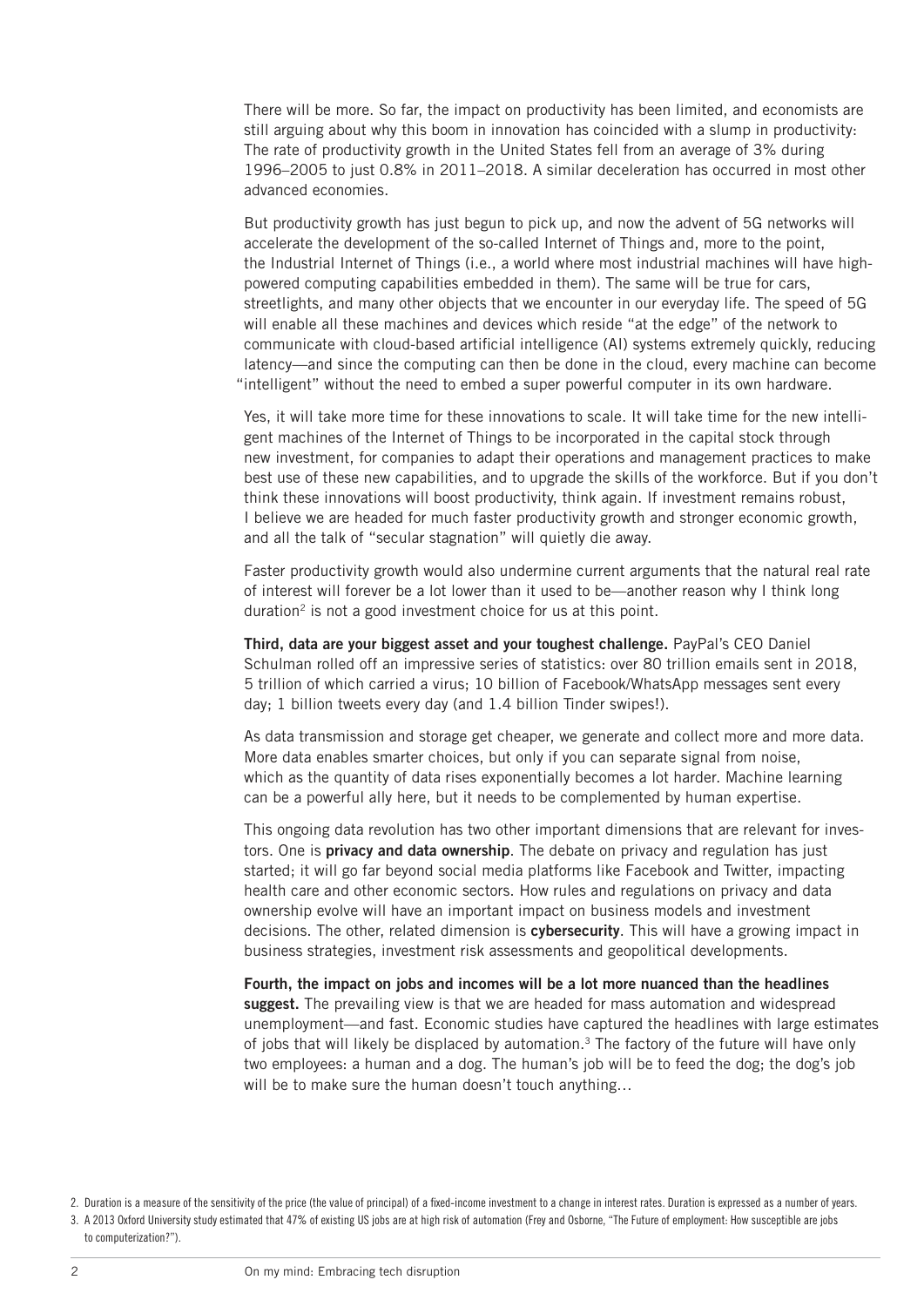There will be more. So far, the impact on productivity has been limited, and economists are still arguing about why this boom in innovation has coincided with a slump in productivity: The rate of productivity growth in the United States fell from an average of 3% during 1996–2005 to just 0.8% in 2011–2018. A similar deceleration has occurred in most other advanced economies.

But productivity growth has just begun to pick up, and now the advent of 5G networks will accelerate the development of the so-called Internet of Things and, more to the point, the Industrial Internet of Things (i.e., a world where most industrial machines will have high-powered computing capabilities embedded in them). The same will be true for cars, streetlights, and many other objects that we encounter in our everyday life. The speed of 5G will enable all these machines and devices which reside "at the edge" of the network to communicate with cloud-based artificial intelligence (AI) systems extremely quickly, reducing latency—and since the computing can then be done in the cloud, every machine can become "intelligent" without the need to embed a super powerful computer in its own hardware.

Yes, it will take more time for these innovations to scale. It will take time for the new intelligent machines of the Internet of Things to be incorporated in the capital stock through new investment, for companies to adapt their operations and management practices to make best use of these new capabilities, and to upgrade the skills of the workforce. But if you don't think these innovations will boost productivity, think again. If investment remains robust, I believe we are headed for much faster productivity growth and stronger economic growth, and all the talk of "secular stagnation" will quietly die away.

Faster productivity growth would also undermine current arguments that the natural real rate of interest will forever be a lot lower than it used to be—another reason why I think long duration[2] is not a good investment choice for us at this point.

**Third, data are your biggest asset and your toughest challenge.** PayPal's CEO Daniel Schulman rolled off an impressive series of statistics: over 80 trillion emails sent in 2018, 5 trillion of which carried a virus; 10 billion of Facebook/WhatsApp messages sent every day; 1 billion tweets every day (and 1.4 billion Tinder swipes!).

As data transmission and storage get cheaper, we generate and collect more and more data. More data enables smarter choices, but only if you can separate signal from noise, which as the quantity of data rises exponentially becomes a lot harder. Machine learning can be a powerful ally here, but it needs to be complemented by human expertise.

This ongoing data revolution has two other important dimensions that are relevant for investors. One is **privacy and data ownership**. The debate on privacy and regulation has just started; it will go far beyond social media platforms like Facebook and Twitter, impacting health care and other economic sectors. How rules and regulations on privacy and data ownership evolve will have an important impact on business models and investment decisions. The other, related dimension is **cybersecurity**. This will have a growing impact in business strategies, investment risk assessments and geopolitical developments.

**Fourth, the impact on jobs and incomes will be a lot more nuanced than the headlines suggest.** The prevailing view is that we are headed for mass automation and widespread unemployment—and fast. Economic studies have captured the headlines with large estimates of jobs that will likely be displaced by automation.[3] The factory of the future will have only two employees: a human and a dog. The human's job will be to feed the dog; the dog's job will be to make sure the human doesn't touch anything…

2. Duration is a measure of the sensitivity of the price (the value of principal) of a fixed-income investment to a change in interest rates. Duration is expressed as a number of years.

3. A 2013 Oxford University study estimated that 47% of existing US jobs are at high risk of automation (Frey and Osborne, "The Future of employment: How susceptible are jobs to computerization?").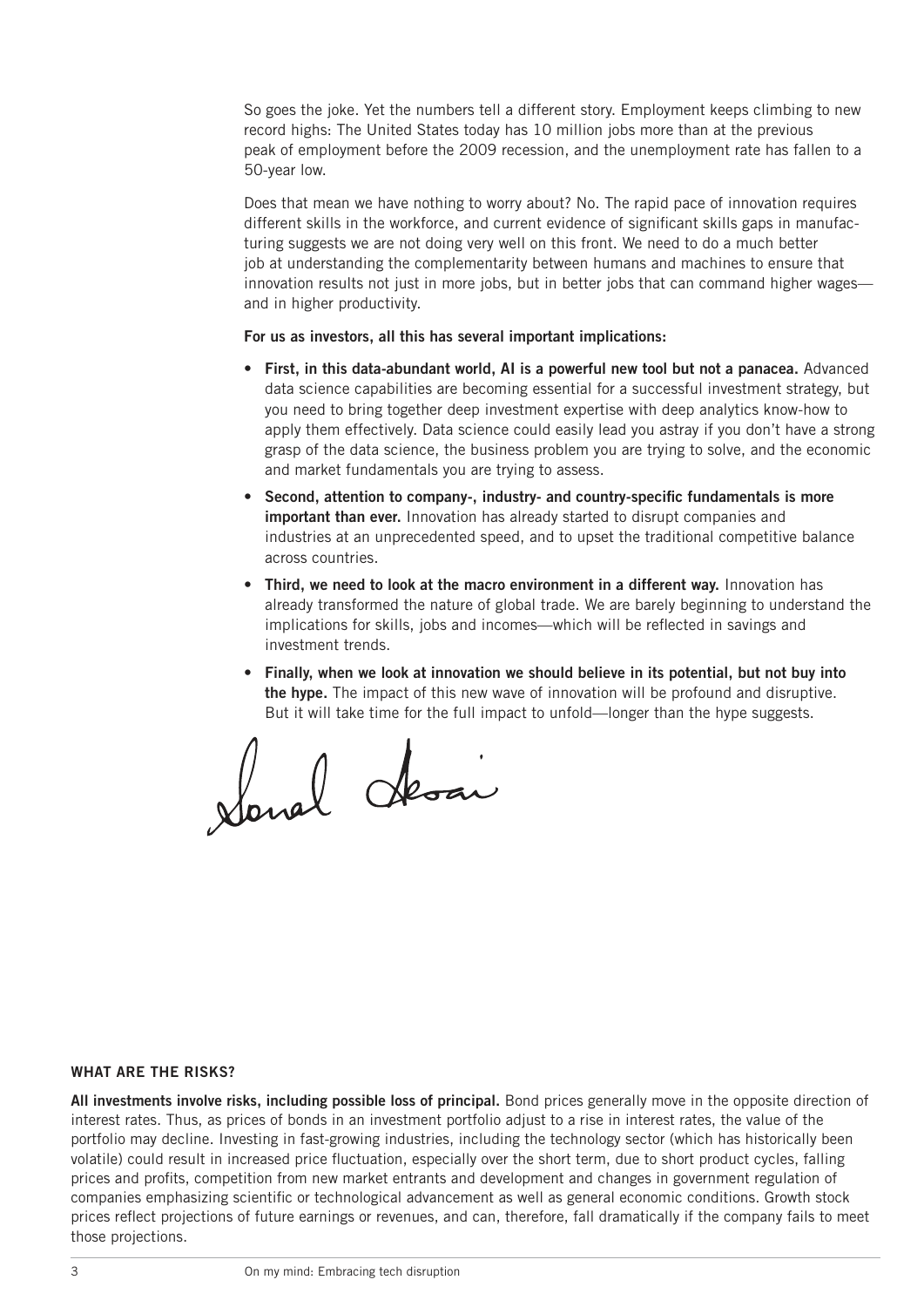So goes the joke. Yet the numbers tell a different story. Employment keeps climbing to new record highs: The United States today has 10 million jobs more than at the previous peak of employment before the 2009 recession, and the unemployment rate has fallen to a 50-year low.

Does that mean we have nothing to worry about? No. The rapid pace of innovation requires different skills in the workforce, and current evidence of significant skills gaps in manufacturing suggests we are not doing very well on this front. We need to do a much better job at understanding the complementarity between humans and machines to ensure that innovation results not just in more jobs, but in better jobs that can command higher wages—and in higher productivity.

**For us as investors, all this has several important implications:**

- **First, in this data-abundant world, AI is a powerful new tool but not a panacea.** Advanced data science capabilities are becoming essential for a successful investment strategy, but you need to bring together deep investment expertise with deep analytics know-how to apply them effectively. Data science could easily lead you astray if you don't have a strong grasp of the data science, the business problem you are trying to solve, and the economic and market fundamentals you are trying to assess.
- **Second, attention to company-, industry- and country-specific fundamentals is more important than ever.** Innovation has already started to disrupt companies and industries at an unprecedented speed, and to upset the traditional competitive balance across countries.
- **Third, we need to look at the macro environment in a different way.** Innovation has already transformed the nature of global trade. We are barely beginning to understand the implications for skills, jobs and incomes—which will be reflected in savings and investment trends.
- **Finally, when we look at innovation we should believe in its potential, but not buy into the hype.** The impact of this new wave of innovation will be profound and disruptive. But it will take time for the full impact to unfold—longer than the hype suggests.

Sonal Desai

## WHAT ARE THE RISKS?

**All investments involve risks, including possible loss of principal.** Bond prices generally move in the opposite direction of interest rates. Thus, as prices of bonds in an investment portfolio adjust to a rise in interest rates, the value of the portfolio may decline. Investing in fast-growing industries, including the technology sector (which has historically been volatile) could result in increased price fluctuation, especially over the short term, due to short product cycles, falling prices and profits, competition from new market entrants and development and changes in government regulation of companies emphasizing scientific or technological advancement as well as general economic conditions. Growth stock prices reflect projections of future earnings or revenues, and can, therefore, fall dramatically if the company fails to meet those projections.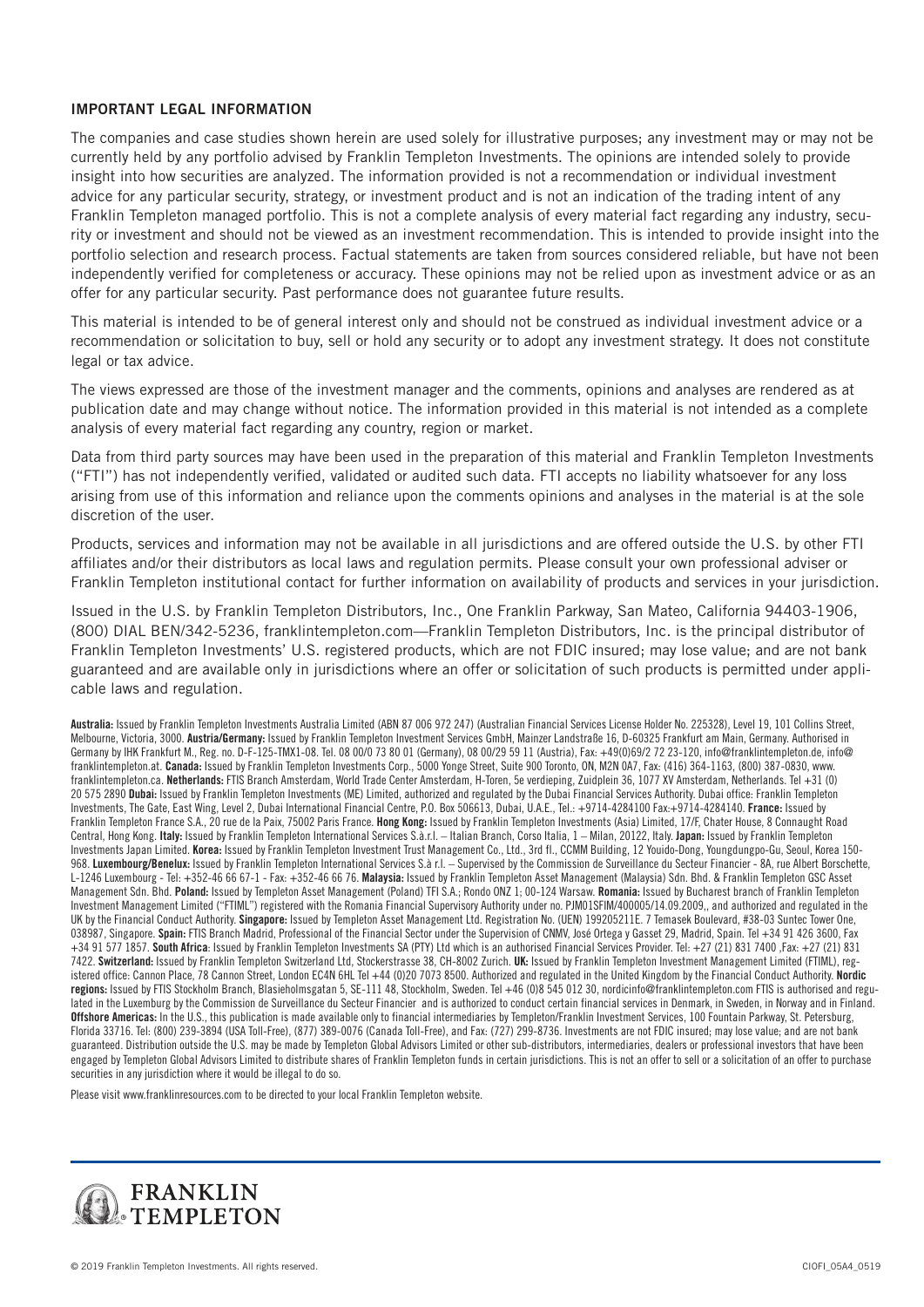### IMPORTANT LEGAL INFORMATION

The companies and case studies shown herein are used solely for illustrative purposes; any investment may or may not be currently held by any portfolio advised by Franklin Templeton Investments. The opinions are intended solely to provide insight into how securities are analyzed. The information provided is not a recommendation or individual investment advice for any particular security, strategy, or investment product and is not an indication of the trading intent of any Franklin Templeton managed portfolio. This is not a complete analysis of every material fact regarding any industry, security or investment and should not be viewed as an investment recommendation. This is intended to provide insight into the portfolio selection and research process. Factual statements are taken from sources considered reliable, but have not been independently verified for completeness or accuracy. These opinions may not be relied upon as investment advice or as an offer for any particular security. Past performance does not guarantee future results.

This material is intended to be of general interest only and should not be construed as individual investment advice or a recommendation or solicitation to buy, sell or hold any security or to adopt any investment strategy. It does not constitute legal or tax advice.

The views expressed are those of the investment manager and the comments, opinions and analyses are rendered as at publication date and may change without notice. The information provided in this material is not intended as a complete analysis of every material fact regarding any country, region or market.

Data from third party sources may have been used in the preparation of this material and Franklin Templeton Investments ("FTI") has not independently verified, validated or audited such data. FTI accepts no liability whatsoever for any loss arising from use of this information and reliance upon the comments opinions and analyses in the material is at the sole discretion of the user.

Products, services and information may not be available in all jurisdictions and are offered outside the U.S. by other FTI affiliates and/or their distributors as local laws and regulation permits. Please consult your own professional adviser or Franklin Templeton institutional contact for further information on availability of products and services in your jurisdiction.

Issued in the U.S. by Franklin Templeton Distributors, Inc., One Franklin Parkway, San Mateo, California 94403-1906, (800) DIAL BEN/342-5236, franklintempleton.com—Franklin Templeton Distributors, Inc. is the principal distributor of Franklin Templeton Investments' U.S. registered products, which are not FDIC insured; may lose value; and are not bank guaranteed and are available only in jurisdictions where an offer or solicitation of such products is permitted under applicable laws and regulation.

**Australia:** Issued by Franklin Templeton Investments Australia Limited (ABN 87 006 972 247) (Australian Financial Services License Holder No. 225328), Level 19, 101 Collins Street, Melbourne, Victoria, 3000. **Austria/Germany:** Issued by Franklin Templeton Investment Services GmbH, Mainzer Landstraße 16, D-60325 Frankfurt am Main, Germany. Authorised in Germany by IHK Frankfurt M., Reg. no. D-F-125-TMX1-08. Tel. 08 00/0 73 80 01 (Germany), 08 00/29 59 11 (Austria), Fax: +49(0)69/2 72 23-120, info@franklintempleton.de, info@franklintempleton.at. **Canada:** Issued by Franklin Templeton Investments Corp., 5000 Yonge Street, Suite 900 Toronto, ON, M2N 0A7, Fax: (416) 364-1163, (800) 387-0830, www.franklintempleton.ca. **Netherlands:** FTIS Branch Amsterdam, World Trade Center Amsterdam, H-Toren, 5e verdieping, Zuidplein 36, 1077 XV Amsterdam, Netherlands. Tel +31 (0) 20 575 2890 **Dubai:** Issued by Franklin Templeton Investments (ME) Limited, authorized and regulated by the Dubai Financial Services Authority. Dubai office: Franklin Templeton Investments, The Gate, East Wing, Level 2, Dubai International Financial Centre, P.O. Box 506613, Dubai, U.A.E., Tel.: +9714-4284100 Fax:+9714-4284140. **France:** Issued by Franklin Templeton France S.A., 20 rue de la Paix, 75002 Paris France. **Hong Kong:** Issued by Franklin Templeton Investments (Asia) Limited, 17/F, Chater House, 8 Connaught Road Central, Hong Kong. **Italy:** Issued by Franklin Templeton International Services S.à.r.l. – Italian Branch, Corso Italia, 1 – Milan, 20122, Italy. **Japan:** Issued by Franklin Templeton Investments Japan Limited. **Korea:** Issued by Franklin Templeton Investment Trust Management Co., Ltd., 3rd fl., CCMM Building, 12 Youido-Dong, Youngdungpo-Gu, Seoul, Korea 150-968. **Luxembourg/Benelux:** Issued by Franklin Templeton International Services S.à r.l. – Supervised by the Commission de Surveillance du Secteur Financier - 8A, rue Albert Borschette, L-1246 Luxembourg - Tel: +352-46 66 67-1 - Fax: +352-46 66 76. **Malaysia:** Issued by Franklin Templeton Asset Management (Malaysia) Sdn. Bhd. & Franklin Templeton GSC Asset Management Sdn. Bhd. **Poland:** Issued by Templeton Asset Management (Poland) TFI S.A.; Rondo ONZ 1; 00-124 Warsaw. **Romania:** Issued by Bucharest branch of Franklin Templeton Investment Management Limited ("FTIML") registered with the Romania Financial Supervisory Authority under no. PJM01SFIM/400005/14.09.2009,, and authorized and regulated in the UK by the Financial Conduct Authority. **Singapore:** Issued by Templeton Asset Management Ltd. Registration No. (UEN) 199205211E. 7 Temasek Boulevard, #38-03 Suntec Tower One, 038987, Singapore. **Spain:** FTIS Branch Madrid, Professional of the Financial Sector under the Supervision of CNMV, José Ortega y Gasset 29, Madrid, Spain. Tel +34 91 426 3600, Fax +34 91 577 1857. **South Africa**: Issued by Franklin Templeton Investments SA (PTY) Ltd which is an authorised Financial Services Provider. Tel: +27 (21) 831 7400 ,Fax: +27 (21) 831 7422. **Switzerland:** Issued by Franklin Templeton Switzerland Ltd, Stockerstrasse 38, CH-8002 Zurich. **UK:** Issued by Franklin Templeton Investment Management Limited (FTIML), registered office: Cannon Place, 78 Cannon Street, London EC4N 6HL Tel +44 (0)20 7073 8500. Authorized and regulated in the United Kingdom by the Financial Conduct Authority. **Nordic regions:** Issued by FTIS Stockholm Branch, Blasieholmsgatan 5, SE-111 48, Stockholm, Sweden. Tel +46 (0)8 545 012 30, nordicinfo@franklintempleton.com FTIS is authorised and regulated in the Luxemburg by the Commission de Surveillance du Secteur Financier and is authorized to conduct certain financial services in Denmark, in Sweden, in Norway and in Finland. **Offshore Americas:** In the U.S., this publication is made available only to financial intermediaries by Templeton/Franklin Investment Services, 100 Fountain Parkway, St. Petersburg, Florida 33716. Tel: (800) 239-3894 (USA Toll-Free), (877) 389-0076 (Canada Toll-Free), and Fax: (727) 299-8736. Investments are not FDIC insured; may lose value; and are not bank guaranteed. Distribution outside the U.S. may be made by Templeton Global Advisors Limited or other sub-distributors, intermediaries, dealers or professional investors that have been engaged by Templeton Global Advisors Limited to distribute shares of Franklin Templeton funds in certain jurisdictions. This is not an offer to sell or a solicitation of an offer to purchase securities in any jurisdiction where it would be illegal to do so.

Please visit www.franklinresources.com to be directed to your local Franklin Templeton website.

FRANKLIN TEMPLETON

© 2019 Franklin Templeton Investments. All rights reserved. CIOFI_05A4_0519